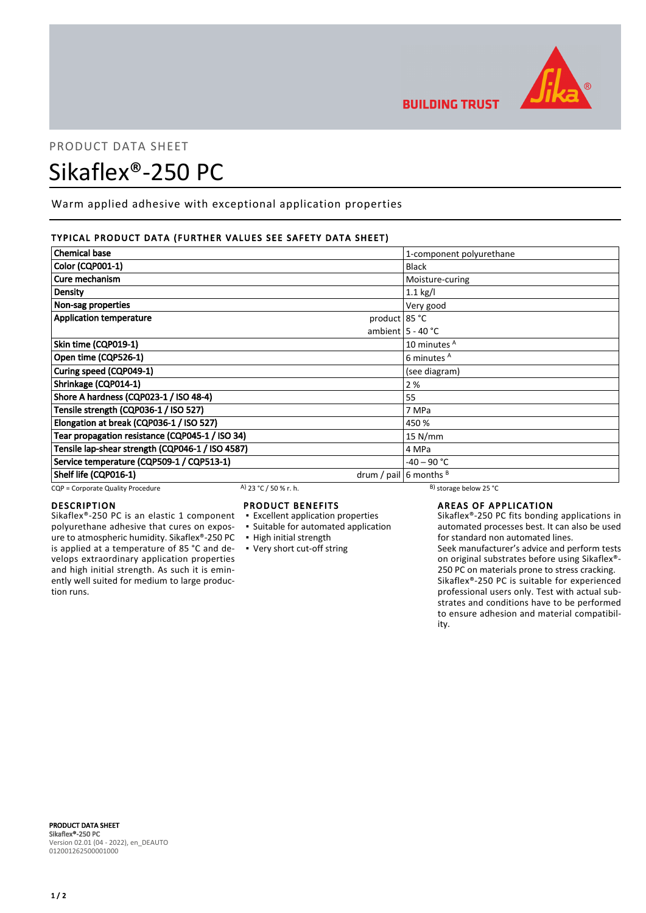PRODUCT DATA SHEET

# Sikaflex®-250 PC

Warm applied adhesive with exceptional application properties

## TYPICAL PRODUCT DATA (FURTHER VALUES SEE SAFETY DATA SHEET)

| Property | | Value |
|---|---|---|
| Chemical base | | 1-component polyurethane |
| Color (CQP001-1) | | Black |
| Cure mechanism | | Moisture-curing |
| Density | | 1.1 kg/l |
| Non-sag properties | | Very good |
| Application temperature | product | 85 °C |
| | ambient | 5 - 40 °C |
| Skin time (CQP019-1) | | 10 minutes [A] |
| Open time (CQP526-1) | | 6 minutes [A] |
| Curing speed (CQP049-1) | | (see diagram) |
| Shrinkage (CQP014-1) | | 2 % |
| Shore A hardness (CQP023-1 / ISO 48-4) | | 55 |
| Tensile strength (CQP036-1 / ISO 527) | | 7 MPa |
| Elongation at break (CQP036-1 / ISO 527) | | 450 % |
| Tear propagation resistance (CQP045-1 / ISO 34) | | 15 N/mm |
| Tensile lap-shear strength (CQP046-1 / ISO 4587) | | 4 MPa |
| Service temperature (CQP509-1 / CQP513-1) | | -40 – 90 °C |
| Shelf life (CQP016-1) | drum / pail | 6 months [B] |

CQP = Corporate Quality Procedure  A) 23 °C / 50 % r. h.  B) storage below 25 °C

## DESCRIPTION

Sikaflex®-250 PC is an elastic 1 component polyurethane adhesive that cures on exposure to atmospheric humidity. Sikaflex®-250 PC is applied at a temperature of 85 °C and develops extraordinary application properties and high initial strength. As such it is eminently well suited for medium to large production runs.

## PRODUCT BENEFITS

- Excellent application properties
- Suitable for automated application
- High initial strength
- Very short cut-off string

## AREAS OF APPLICATION

Sikaflex®-250 PC fits bonding applications in automated processes best. It can also be used for standard non automated lines.

Seek manufacturer's advice and perform tests on original substrates before using Sikaflex®-250 PC on materials prone to stress cracking.

Sikaflex®-250 PC is suitable for experienced professional users only. Test with actual substrates and conditions have to be performed to ensure adhesion and material compatibility.

**PRODUCT DATA SHEET**
**Sikaflex®-250 PC**
Version 02.01 (04 - 2022), en_DEAUTO
012001262500001000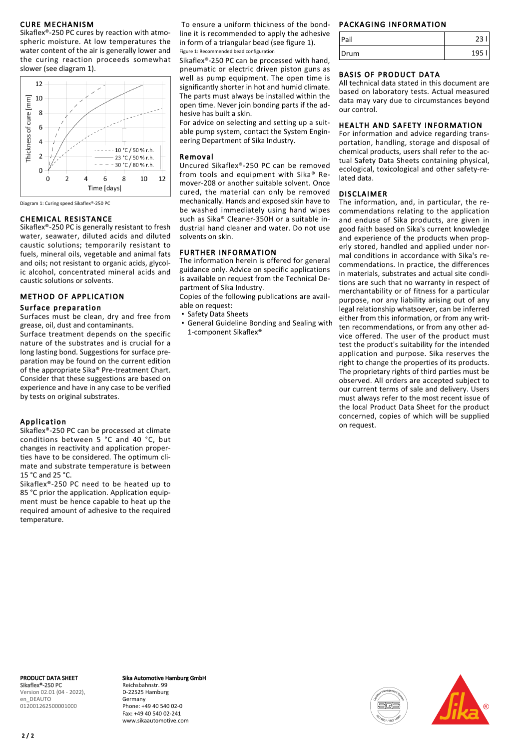## CURE MECHANISM

Sikaflex®-250 PC cures by reaction with atmospheric moisture. At low temperatures the water content of the air is generally lower and the curing reaction proceeds somewhat slower (see diagram 1).

12
10
8
6
4
2
0
Thickness of cure [mm]
0 2 4 6 8 10 12
Time [days]
10 °C / 50 % r.h.
23 °C / 50 % r.h.
30 °C / 80 % r.h.

Diagram 1: Curing speed Sikaflex®-250 PC

## CHEMICAL RESISTANCE

Sikaflex®-250 PC is generally resistant to fresh water, seawater, diluted acids and diluted caustic solutions; temporarily resistant to fuels, mineral oils, vegetable and animal fats and oils; not resistant to organic acids, glycolic alcohol, concentrated mineral acids and caustic solutions or solvents.

## METHOD OF APPLICATION

### Surface preparation

Surfaces must be clean, dry and free from grease, oil, dust and contaminants.

Surface treatment depends on the specific nature of the substrates and is crucial for a long lasting bond. Suggestions for surface preparation may be found on the current edition of the appropriate Sika® Pre-treatment Chart. Consider that these suggestions are based on experience and have in any case to be verified by tests on original substrates.

### Application

Sikaflex®-250 PC can be processed at climate conditions between 5 °C and 40 °C, but changes in reactivity and application properties have to be considered. The optimum climate and substrate temperature is between 15 °C and 25 °C.

Sikaflex®-250 PC need to be heated up to 85 °C prior the application. Application equipment must be hence capable to heat up the required amount of adhesive to the required temperature.

To ensure a uniform thickness of the bondline it is recommended to apply the adhesive in form of a triangular bead (see figure 1).

Figure 1: Recommended bead configuration

Sikaflex®-250 PC can be processed with hand, pneumatic or electric driven piston guns as well as pump equipment. The open time is significantly shorter in hot and humid climate. The parts must always be installed within the open time. Never join bonding parts if the adhesive has built a skin.

For advice on selecting and setting up a suitable pump system, contact the System Engineering Department of Sika Industry.

### Removal

Uncured Sikaflex®-250 PC can be removed from tools and equipment with Sika® Remover-208 or another suitable solvent. Once cured, the material can only be removed mechanically. Hands and exposed skin have to be washed immediately using hand wipes such as Sika® Cleaner-350H or a suitable industrial hand cleaner and water. Do not use solvents on skin.

## FURTHER INFORMATION

The information herein is offered for general guidance only. Advice on specific applications is available on request from the Technical Department of Sika Industry.

Copies of the following publications are available on request:

- Safety Data Sheets
- General Guideline Bonding and Sealing with 1-component Sikaflex®

## PACKAGING INFORMATION

| | |
|---|---|
| Pail | 23 l |
| Drum | 195 l |

## BASIS OF PRODUCT DATA

All technical data stated in this document are based on laboratory tests. Actual measured data may vary due to circumstances beyond our control.

## HEALTH AND SAFETY INFORMATION

For information and advice regarding transportation, handling, storage and disposal of chemical products, users shall refer to the actual Safety Data Sheets containing physical, ecological, toxicological and other safety-related data.

## DISCLAIMER

The information, and, in particular, the recommendations relating to the application and enduse of Sika products, are given in good faith based on Sika's current knowledge and experience of the products when properly stored, handled and applied under normal conditions in accordance with Sika's recommendations. In practice, the differences in materials, substrates and actual site conditions are such that no warranty in respect of merchantability or of fitness for a particular purpose, nor any liability arising out of any legal relationship whatsoever, can be inferred either from this information, or from any written recommendations, or from any other advice offered. The user of the product must test the product's suitability for the intended application and purpose. Sika reserves the right to change the properties of its products. The proprietary rights of third parties must be observed. All orders are accepted subject to our current terms of sale and delivery. Users must always refer to the most recent issue of the local Product Data Sheet for the product concerned, copies of which will be supplied on request.

**PRODUCT DATA SHEET**
**Sikaflex®-250 PC**
Version 02.01 (04 - 2022), en_DEAUTO
012001262500001000

**Sika Automotive Hamburg GmbH**
Reichsbahnstr. 99
D-22525 Hamburg
Germany
Phone: +49 40 540 02-0
Fax: +49 40 540 02-241
www.sikaautomotive.com